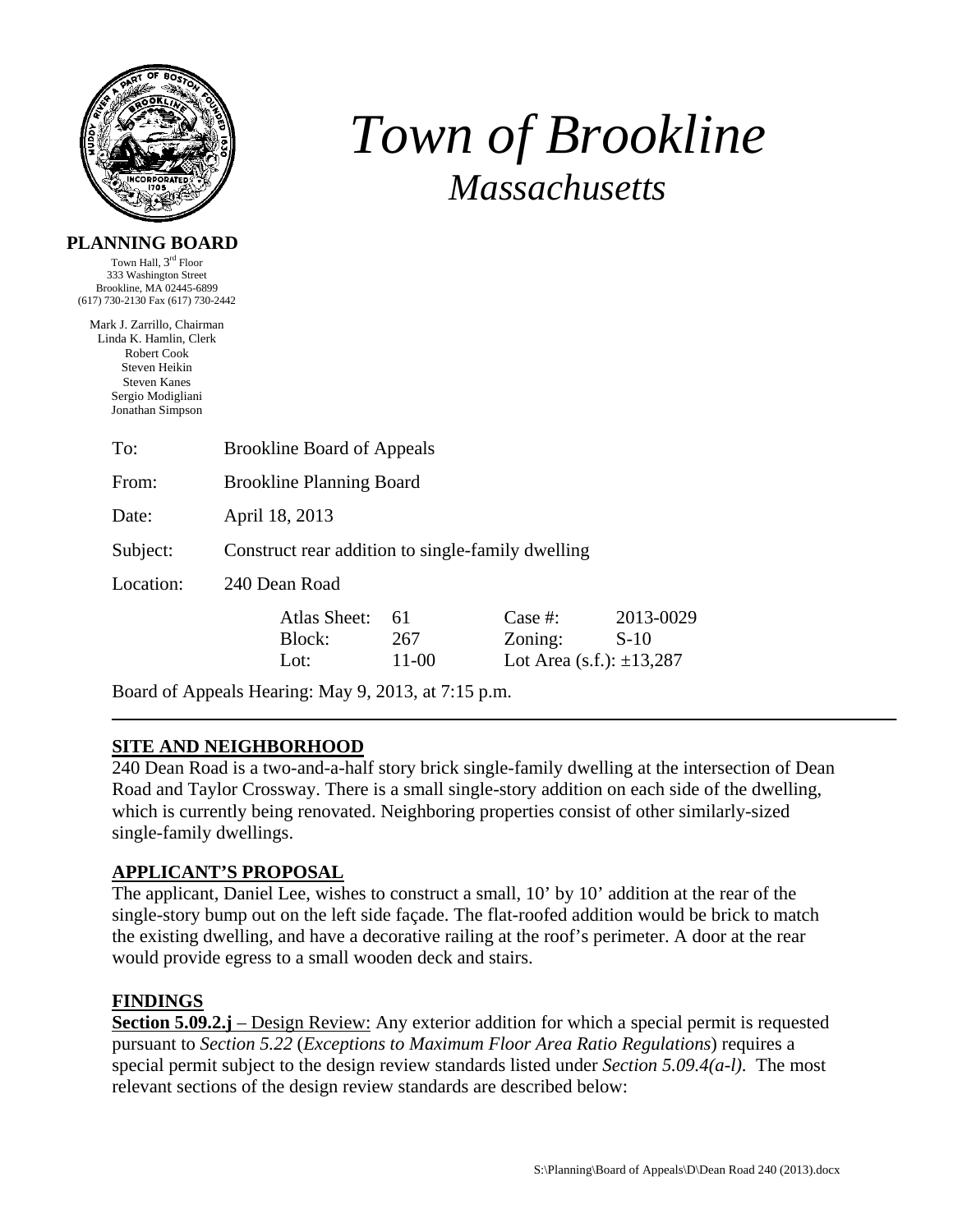# Town of Brookline

## Massachusetts

**PLANNING BOARD**

Town Hall, 3rd Floor
333 Washington Street
Brookline, MA 02445-6899
(617) 730-2130 Fax (617) 730-2442

Mark J. Zarrillo, Chairman
Linda K. Hamlin, Clerk
Robert Cook
Steven Heikin
Steven Kanes
Sergio Modigliani
Jonathan Simpson

| | |
|---|---|
| To: | Brookline Board of Appeals |
| From: | Brookline Planning Board |
| Date: | April 18, 2013 |
| Subject: | Construct rear addition to single-family dwelling |
| Location: | 240 Dean Road |

| | | | |
|---|---|---|---|
| Atlas Sheet: | 61 | Case #: | 2013-0029 |
| Block: | 267 | Zoning: | S-10 |
| Lot: | 11-00 | Lot Area (s.f.): ±13,287 | |

Board of Appeals Hearing: May 9, 2013, at 7:15 p.m.

---

## SITE AND NEIGHBORHOOD

240 Dean Road is a two-and-a-half story brick single-family dwelling at the intersection of Dean Road and Taylor Crossway. There is a small single-story addition on each side of the dwelling, which is currently being renovated. Neighboring properties consist of other similarly-sized single-family dwellings.

## APPLICANT'S PROPOSAL

The applicant, Daniel Lee, wishes to construct a small, 10' by 10' addition at the rear of the single-story bump out on the left side façade. The flat-roofed addition would be brick to match the existing dwelling, and have a decorative railing at the roof's perimeter. A door at the rear would provide egress to a small wooden deck and stairs.

## FINDINGS

**Section 5.09.2.j** – Design Review: Any exterior addition for which a special permit is requested pursuant to *Section 5.22* (*Exceptions to Maximum Floor Area Ratio Regulations*) requires a special permit subject to the design review standards listed under *Section 5.09.4(a-l).* The most relevant sections of the design review standards are described below: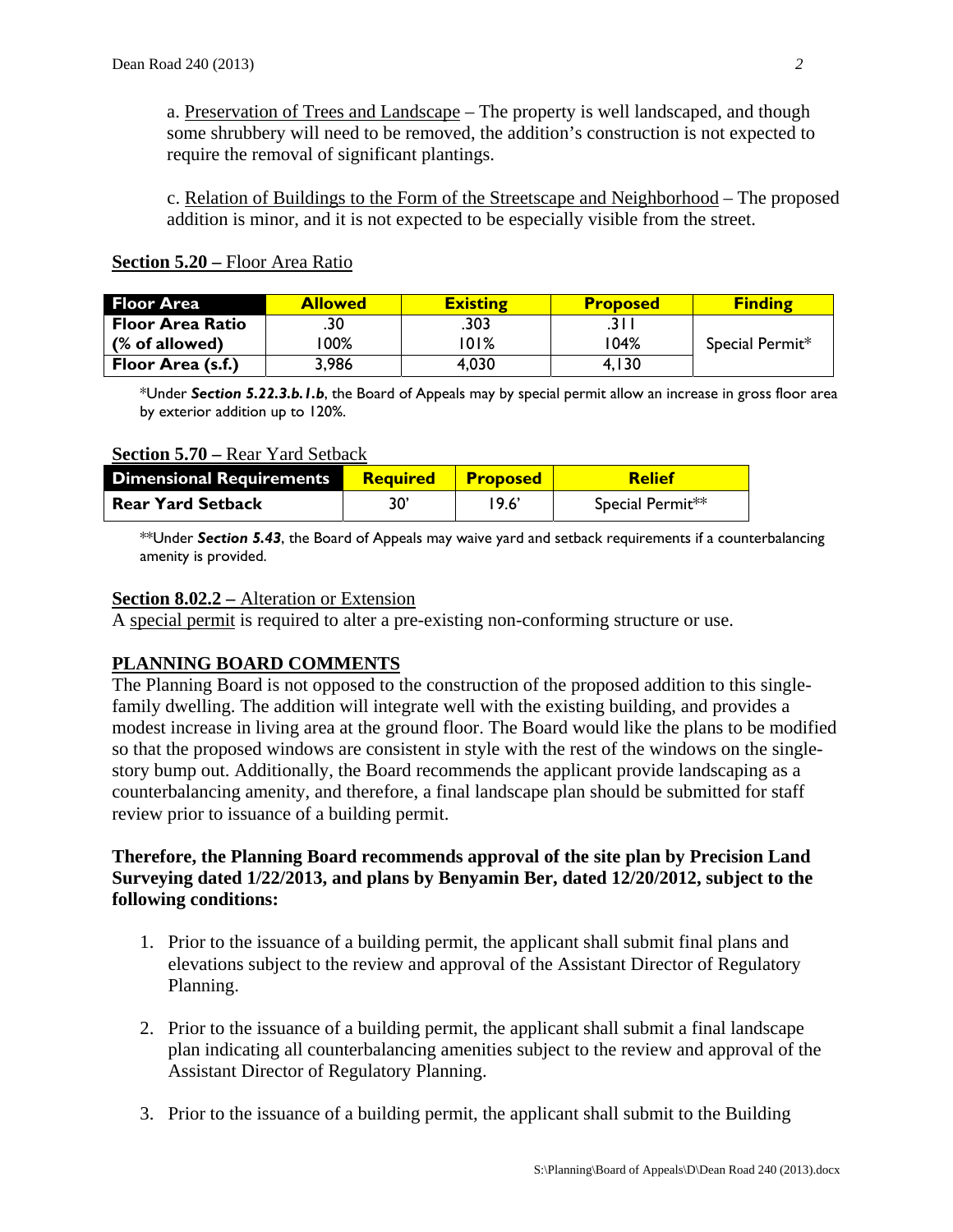a. Preservation of Trees and Landscape – The property is well landscaped, and though some shrubbery will need to be removed, the addition's construction is not expected to require the removal of significant plantings.

c. Relation of Buildings to the Form of the Streetscape and Neighborhood – The proposed addition is minor, and it is not expected to be especially visible from the street.

**Section 5.20 –** Floor Area Ratio

| Floor Area | Allowed | Existing | Proposed | Finding |
|---|---|---|---|---|
| Floor Area Ratio | .30 | .303 | .311 | Special Permit* |
| (% of allowed) | 100% | 101% | 104% | |
| Floor Area (s.f.) | 3,986 | 4,030 | 4,130 | |

*Under ***Section 5.22.3.b.1.b***, the Board of Appeals may by special permit allow an increase in gross floor area by exterior addition up to 120%.

**Section 5.70 –** Rear Yard Setback

| Dimensional Requirements | Required | Proposed | Relief |
|---|---|---|---|
| Rear Yard Setback | 30' | 19.6' | Special Permit** |

**Under ***Section 5.43***, the Board of Appeals may waive yard and setback requirements if a counterbalancing amenity is provided.

**Section 8.02.2 –** Alteration or Extension

A special permit is required to alter a pre-existing non-conforming structure or use.

## PLANNING BOARD COMMENTS

The Planning Board is not opposed to the construction of the proposed addition to this single-family dwelling. The addition will integrate well with the existing building, and provides a modest increase in living area at the ground floor. The Board would like the plans to be modified so that the proposed windows are consistent in style with the rest of the windows on the single-story bump out. Additionally, the Board recommends the applicant provide landscaping as a counterbalancing amenity, and therefore, a final landscape plan should be submitted for staff review prior to issuance of a building permit.

**Therefore, the Planning Board recommends approval of the site plan by Precision Land Surveying dated 1/22/2013, and plans by Benyamin Ber, dated 12/20/2012, subject to the following conditions:**

1. Prior to the issuance of a building permit, the applicant shall submit final plans and elevations subject to the review and approval of the Assistant Director of Regulatory Planning.

2. Prior to the issuance of a building permit, the applicant shall submit a final landscape plan indicating all counterbalancing amenities subject to the review and approval of the Assistant Director of Regulatory Planning.

3. Prior to the issuance of a building permit, the applicant shall submit to the Building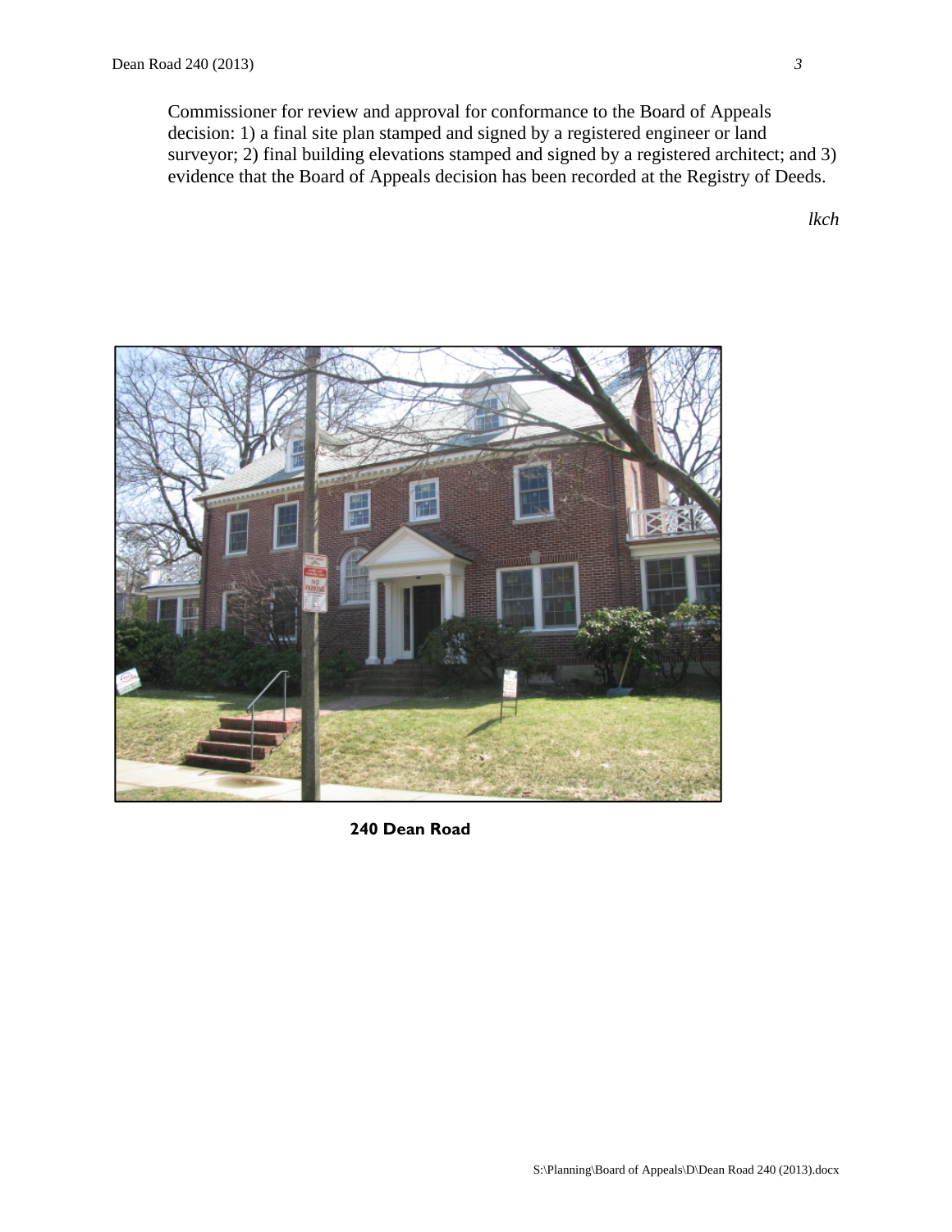Commissioner for review and approval for conformance to the Board of Appeals decision: 1) a final site plan stamped and signed by a registered engineer or land surveyor; 2) final building elevations stamped and signed by a registered architect; and 3) evidence that the Board of Appeals decision has been recorded at the Registry of Deeds.

*lkch*

**240 Dean Road**

S:\Planning\Board of Appeals\D\Dean Road 240 (2013).docx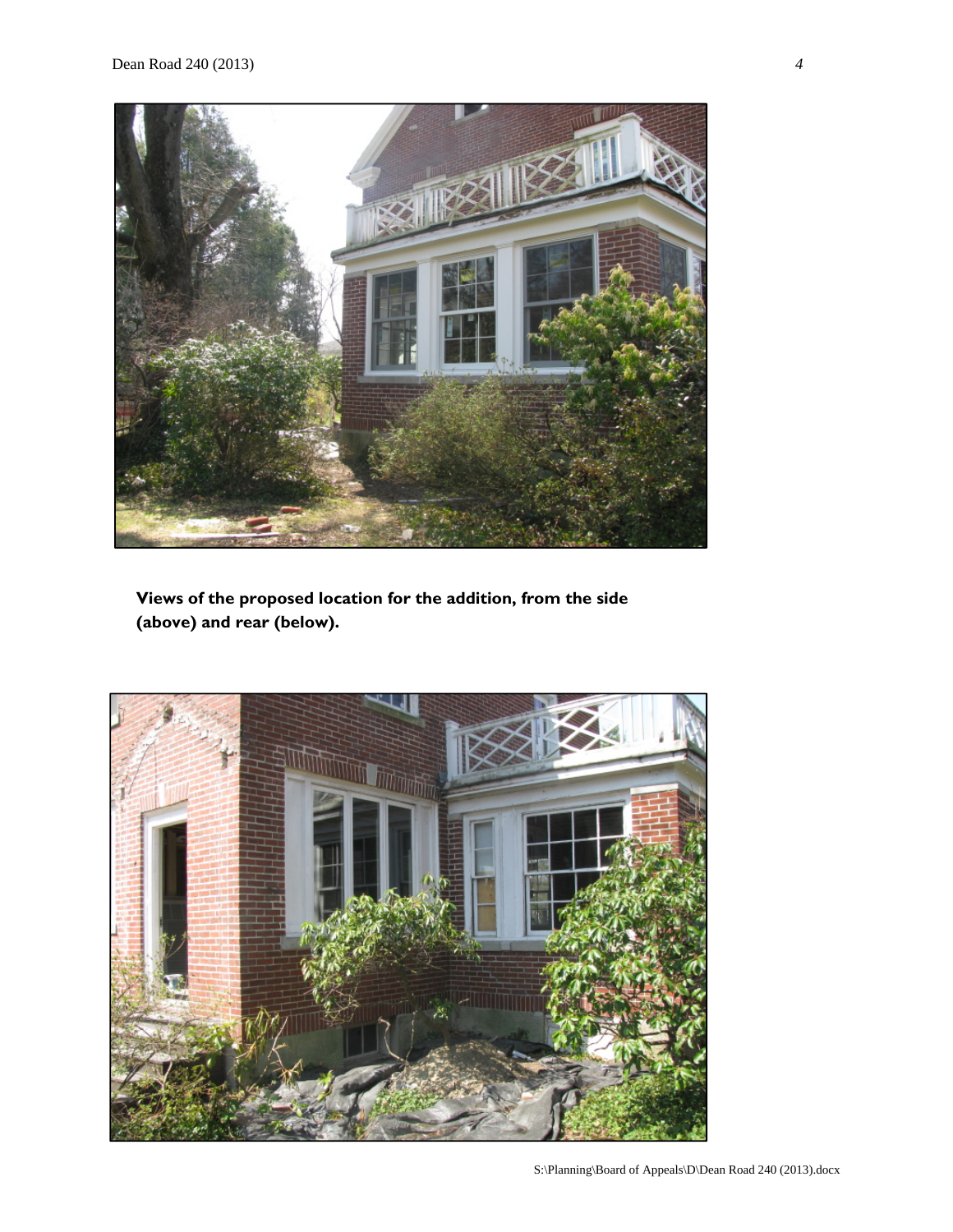**Views of the proposed location for the addition, from the side (above) and rear (below).**